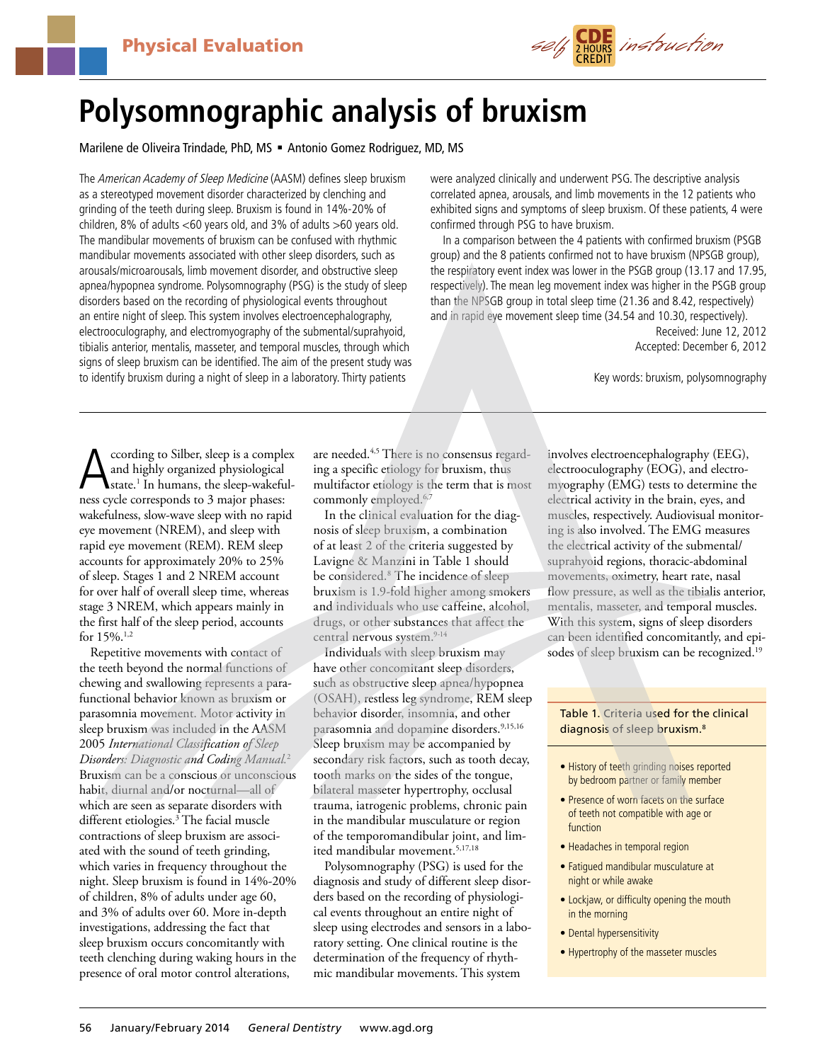Physical Evaluation

# Polysomnographic analysis of bruxism

Marilene de Oliveira Trindade, PhD, MS ▪ Antonio Gomez Rodriguez, MD, MS

The *American Academy of Sleep Medicine* (AASM) defines sleep bruxism as a stereotyped movement disorder characterized by clenching and grinding of the teeth during sleep. Bruxism is found in 14%-20% of children, 8% of adults <60 years old, and 3% of adults >60 years old. The mandibular movements of bruxism can be confused with rhythmic mandibular movements associated with other sleep disorders, such as arousals/microarousals, limb movement disorder, and obstructive sleep apnea/hypopnea syndrome. Polysomnography (PSG) is the study of sleep disorders based on the recording of physiological events throughout an entire night of sleep. This system involves electroencephalography, electrooculography, and electromyography of the submental/suprahyoid, tibialis anterior, mentalis, masseter, and temporal muscles, through which signs of sleep bruxism can be identified. The aim of the present study was to identify bruxism during a night of sleep in a laboratory. Thirty patients were analyzed clinically and underwent PSG. The descriptive analysis correlated apnea, arousals, and limb movements in the 12 patients who exhibited signs and symptoms of sleep bruxism. Of these patients, 4 were confirmed through PSG to have bruxism.

In a comparison between the 4 patients with confirmed bruxism (PSGB group) and the 8 patients confirmed not to have bruxism (NPSGB group), the respiratory event index was lower in the PSGB group (13.17 and 17.95, respectively). The mean leg movement index was higher in the PSGB group than the NPSGB group in total sleep time (21.36 and 8.42, respectively) and in rapid eye movement sleep time (34.54 and 10.30, respectively).

Received: June 12, 2012
Accepted: December 6, 2012

Key words: bruxism, polysomnography

According to Silber, sleep is a complex and highly organized physiological state.[1] In humans, the sleep-wakefulness cycle corresponds to 3 major phases: wakefulness, slow-wave sleep with no rapid eye movement (NREM), and sleep with rapid eye movement (REM). REM sleep accounts for approximately 20% to 25% of sleep. Stages 1 and 2 NREM account for over half of overall sleep time, whereas stage 3 NREM, which appears mainly in the first half of the sleep period, accounts for 15%.[1,2]

Repetitive movements with contact of the teeth beyond the normal functions of chewing and swallowing represents a parafunctional behavior known as bruxism or parasomnia movement. Motor activity in sleep bruxism was included in the AASM 2005 *International Classification of Sleep Disorders: Diagnostic and Coding Manual.*[2] Bruxism can be a conscious or unconscious habit, diurnal and/or nocturnal—all of which are seen as separate disorders with different etiologies.[3] The facial muscle contractions of sleep bruxism are associated with the sound of teeth grinding, which varies in frequency throughout the night. Sleep bruxism is found in 14%-20% of children, 8% of adults under age 60, and 3% of adults over 60. More in-depth investigations, addressing the fact that sleep bruxism occurs concomitantly with teeth clenching during waking hours in the presence of oral motor control alterations, are needed.[4,5] There is no consensus regarding a specific etiology for bruxism, thus multifactor etiology is the term that is most commonly employed.[6,7]

In the clinical evaluation for the diagnosis of sleep bruxism, a combination of at least 2 of the criteria suggested by Lavigne & Manzini in Table 1 should be considered.[8] The incidence of sleep bruxism is 1.9-fold higher among smokers and individuals who use caffeine, alcohol, drugs, or other substances that affect the central nervous system.[9-14]

Individuals with sleep bruxism may have other concomitant sleep disorders, such as obstructive sleep apnea/hypopnea (OSAH), restless leg syndrome, REM sleep behavior disorder, insomnia, and other parasomnia and dopamine disorders.[9,15,16] Sleep bruxism may be accompanied by secondary risk factors, such as tooth decay, tooth marks on the sides of the tongue, bilateral masseter hypertrophy, occlusal trauma, iatrogenic problems, chronic pain in the mandibular musculature or region of the temporomandibular joint, and limited mandibular movement.[5,17,18]

Polysomnography (PSG) is used for the diagnosis and study of different sleep disorders based on the recording of physiological events throughout an entire night of sleep using electrodes and sensors in a laboratory setting. One clinical routine is the determination of the frequency of rhythmic mandibular movements. This system involves electroencephalography (EEG), electrooculography (EOG), and electromyography (EMG) tests to determine the electrical activity in the brain, eyes, and muscles, respectively. Audiovisual monitoring is also involved. The EMG measures the electrical activity of the submental/suprahyoid regions, thoracic-abdominal movements, oximetry, heart rate, nasal flow pressure, as well as the tibialis anterior, mentalis, masseter, and temporal muscles. With this system, signs of sleep disorders can been identified concomitantly, and episodes of sleep bruxism can be recognized.[19]

Table 1. Criteria used for the clinical diagnosis of sleep bruxism.[8]

- History of teeth grinding noises reported by bedroom partner or family member
- Presence of worn facets on the surface of teeth not compatible with age or function
- Headaches in temporal region
- Fatigued mandibular musculature at night or while awake
- Lockjaw, or difficulty opening the mouth in the morning
- Dental hypersensitivity
- Hypertrophy of the masseter muscles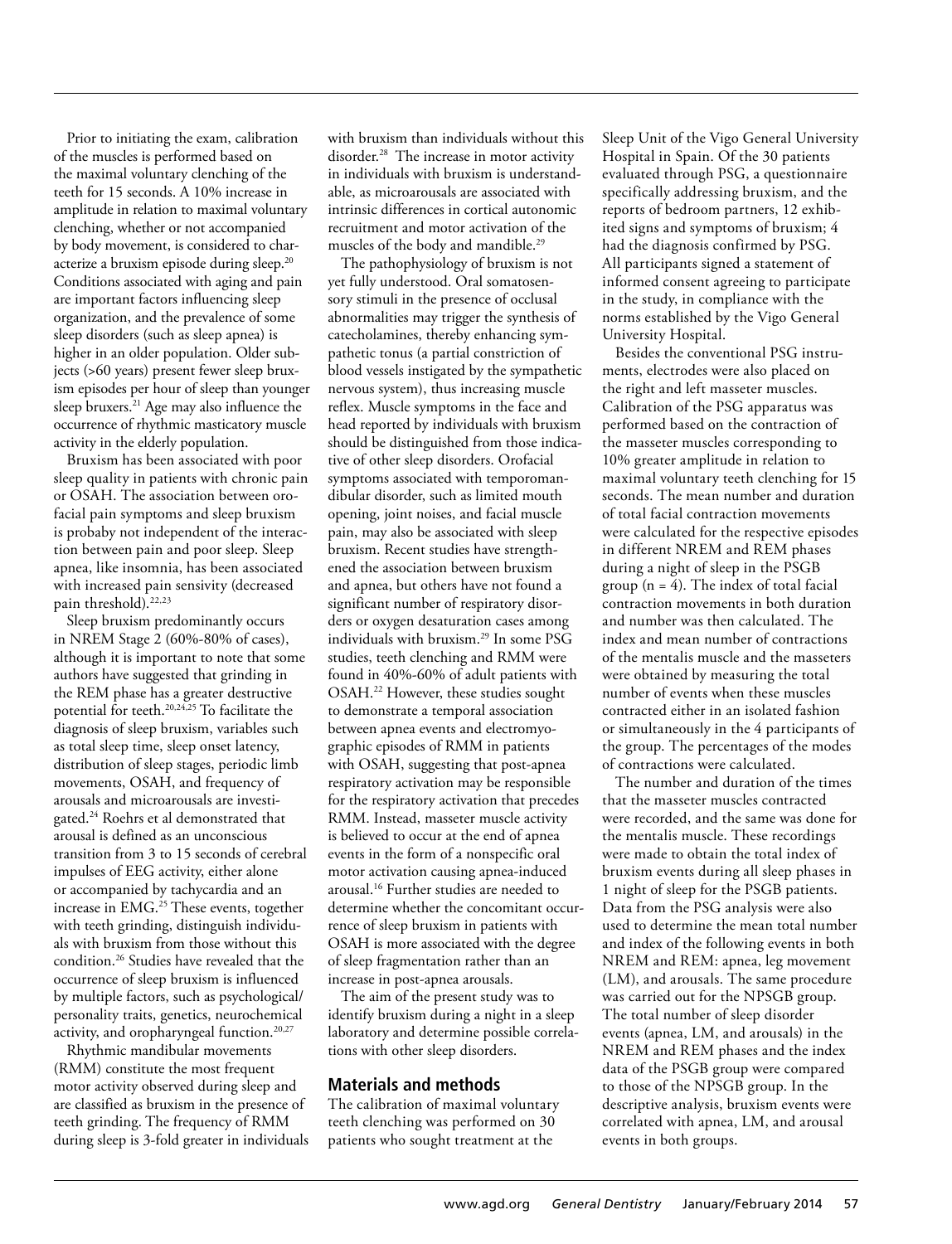Prior to initiating the exam, calibration of the muscles is performed based on the maximal voluntary clenching of the teeth for 15 seconds. A 10% increase in amplitude in relation to maximal voluntary clenching, whether or not accompanied by body movement, is considered to characterize a bruxism episode during sleep.[20] Conditions associated with aging and pain are important factors influencing sleep organization, and the prevalence of some sleep disorders (such as sleep apnea) is higher in an older population. Older subjects (>60 years) present fewer sleep bruxism episodes per hour of sleep than younger sleep bruxers.[21] Age may also influence the occurrence of rhythmic masticatory muscle activity in the elderly population.

Bruxism has been associated with poor sleep quality in patients with chronic pain or OSAH. The association between orofacial pain symptoms and sleep bruxism is probaby not independent of the interaction between pain and poor sleep. Sleep apnea, like insomnia, has been associated with increased pain sensivity (decreased pain threshold).[22,23]

Sleep bruxism predominantly occurs in NREM Stage 2 (60%-80% of cases), although it is important to note that some authors have suggested that grinding in the REM phase has a greater destructive potential for teeth.[20,24,25] To facilitate the diagnosis of sleep bruxism, variables such as total sleep time, sleep onset latency, distribution of sleep stages, periodic limb movements, OSAH, and frequency of arousals and microarousals are investigated.[24] Roehrs et al demonstrated that arousal is defined as an unconscious transition from 3 to 15 seconds of cerebral impulses of EEG activity, either alone or accompanied by tachycardia and an increase in EMG.[25] These events, together with teeth grinding, distinguish individuals with bruxism from those without this condition.[26] Studies have revealed that the occurrence of sleep bruxism is influenced by multiple factors, such as psychological/personality traits, genetics, neurochemical activity, and oropharyngeal function.[20,27]

Rhythmic mandibular movements (RMM) constitute the most frequent motor activity observed during sleep and are classified as bruxism in the presence of teeth grinding. The frequency of RMM during sleep is 3-fold greater in individuals with bruxism than individuals without this disorder.[28] The increase in motor activity in individuals with bruxism is understandable, as microarousals are associated with intrinsic differences in cortical autonomic recruitment and motor activation of the muscles of the body and mandible.[29]

The pathophysiology of bruxism is not yet fully understood. Oral somatosensory stimuli in the presence of occlusal abnormalities may trigger the synthesis of catecholamines, thereby enhancing sympathetic tonus (a partial constriction of blood vessels instigated by the sympathetic nervous system), thus increasing muscle reflex. Muscle symptoms in the face and head reported by individuals with bruxism should be distinguished from those indicative of other sleep disorders. Orofacial symptoms associated with temporomandibular disorder, such as limited mouth opening, joint noises, and facial muscle pain, may also be associated with sleep bruxism. Recent studies have strengthened the association between bruxism and apnea, but others have not found a significant number of respiratory disorders or oxygen desaturation cases among individuals with bruxism.[29] In some PSG studies, teeth clenching and RMM were found in 40%-60% of adult patients with OSAH.[22] However, these studies sought to demonstrate a temporal association between apnea events and electromyographic episodes of RMM in patients with OSAH, suggesting that post-apnea respiratory activation may be responsible for the respiratory activation that precedes RMM. Instead, masseter muscle activity is believed to occur at the end of apnea events in the form of a nonspecific oral motor activation causing apnea-induced arousal.[16] Further studies are needed to determine whether the concomitant occurrence of sleep bruxism in patients with OSAH is more associated with the degree of sleep fragmentation rather than an increase in post-apnea arousals.

The aim of the present study was to identify bruxism during a night in a sleep laboratory and determine possible correlations with other sleep disorders.

## Materials and methods

The calibration of maximal voluntary teeth clenching was performed on 30 patients who sought treatment at the Sleep Unit of the Vigo General University Hospital in Spain. Of the 30 patients evaluated through PSG, a questionnaire specifically addressing bruxism, and the reports of bedroom partners, 12 exhibited signs and symptoms of bruxism; 4 had the diagnosis confirmed by PSG. All participants signed a statement of informed consent agreeing to participate in the study, in compliance with the norms established by the Vigo General University Hospital.

Besides the conventional PSG instruments, electrodes were also placed on the right and left masseter muscles. Calibration of the PSG apparatus was performed based on the contraction of the masseter muscles corresponding to 10% greater amplitude in relation to maximal voluntary teeth clenching for 15 seconds. The mean number and duration of total facial contraction movements were calculated for the respective episodes in different NREM and REM phases during a night of sleep in the PSGB group ($n = 4$). The index of total facial contraction movements in both duration and number was then calculated. The index and mean number of contractions of the mentalis muscle and the masseters were obtained by measuring the total number of events when these muscles contracted either in an isolated fashion or simultaneously in the 4 participants of the group. The percentages of the modes of contractions were calculated.

The number and duration of the times that the masseter muscles contracted were recorded, and the same was done for the mentalis muscle. These recordings were made to obtain the total index of bruxism events during all sleep phases in 1 night of sleep for the PSGB patients. Data from the PSG analysis were also used to determine the mean total number and index of the following events in both NREM and REM: apnea, leg movement (LM), and arousals. The same procedure was carried out for the NPSGB group. The total number of sleep disorder events (apnea, LM, and arousals) in the NREM and REM phases and the index data of the PSGB group were compared to those of the NPSGB group. In the descriptive analysis, bruxism events were correlated with apnea, LM, and arousal events in both groups.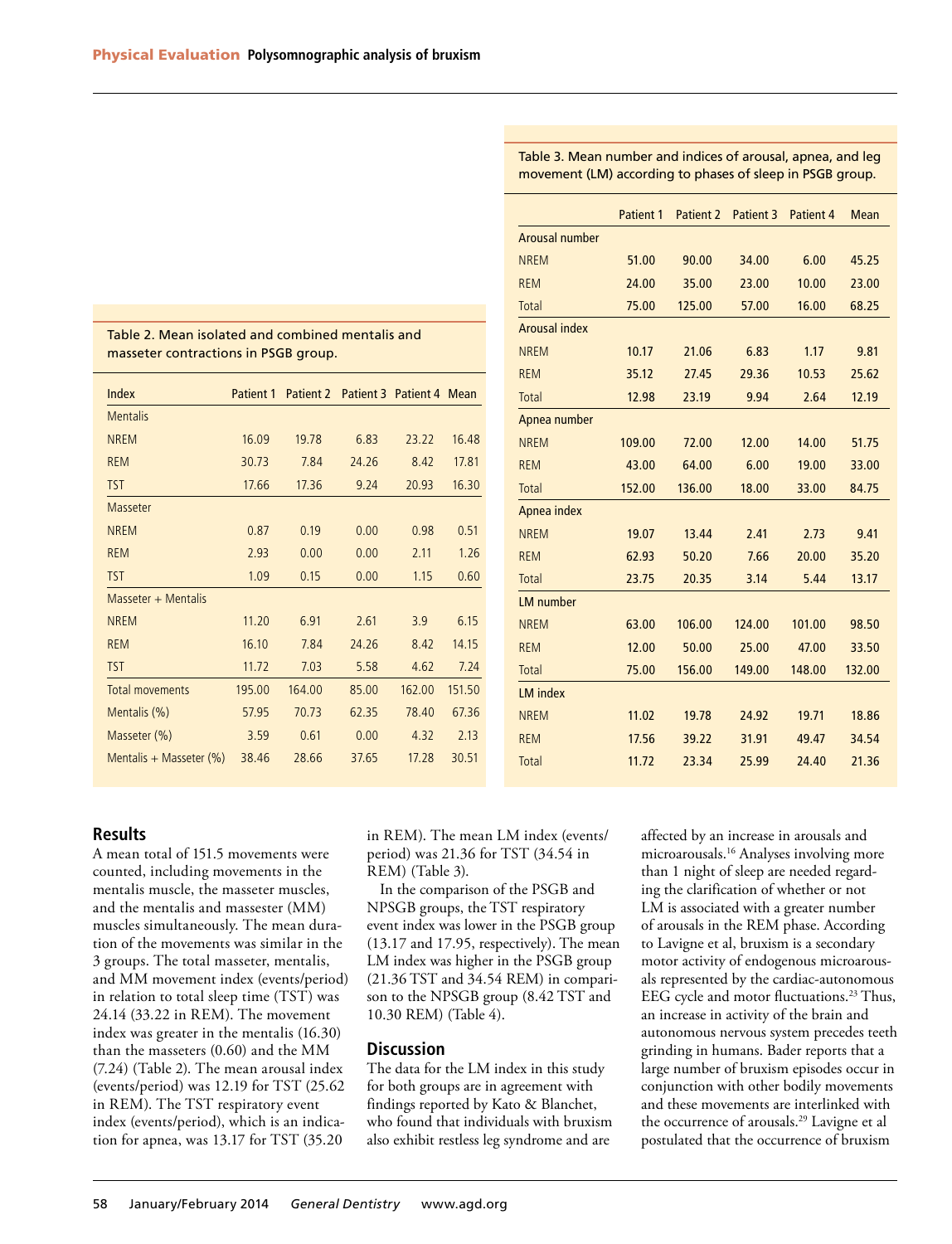Table 2. Mean isolated and combined mentalis and masseter contractions in PSGB group.

| Index | Patient 1 | Patient 2 | Patient 3 | Patient 4 | Mean |
|---|---|---|---|---|---|
| Mentalis | | | | | |
| NREM | 16.09 | 19.78 | 6.83 | 23.22 | 16.48 |
| REM | 30.73 | 7.84 | 24.26 | 8.42 | 17.81 |
| TST | 17.66 | 17.36 | 9.24 | 20.93 | 16.30 |
| Masseter | | | | | |
| NREM | 0.87 | 0.19 | 0.00 | 0.98 | 0.51 |
| REM | 2.93 | 0.00 | 0.00 | 2.11 | 1.26 |
| TST | 1.09 | 0.15 | 0.00 | 1.15 | 0.60 |
| Masseter + Mentalis | | | | | |
| NREM | 11.20 | 6.91 | 2.61 | 3.9 | 6.15 |
| REM | 16.10 | 7.84 | 24.26 | 8.42 | 14.15 |
| TST | 11.72 | 7.03 | 5.58 | 4.62 | 7.24 |
| Total movements | 195.00 | 164.00 | 85.00 | 162.00 | 151.50 |
| Mentalis (%) | 57.95 | 70.73 | 62.35 | 78.40 | 67.36 |
| Masseter (%) | 3.59 | 0.61 | 0.00 | 4.32 | 2.13 |
| Mentalis + Masseter (%) | 38.46 | 28.66 | 37.65 | 17.28 | 30.51 |

Table 3. Mean number and indices of arousal, apnea, and leg movement (LM) according to phases of sleep in PSGB group.

| | Patient 1 | Patient 2 | Patient 3 | Patient 4 | Mean |
|---|---|---|---|---|---|
| Arousal number | | | | | |
| NREM | 51.00 | 90.00 | 34.00 | 6.00 | 45.25 |
| REM | 24.00 | 35.00 | 23.00 | 10.00 | 23.00 |
| Total | 75.00 | 125.00 | 57.00 | 16.00 | 68.25 |
| Arousal index | | | | | |
| NREM | 10.17 | 21.06 | 6.83 | 1.17 | 9.81 |
| REM | 35.12 | 27.45 | 29.36 | 10.53 | 25.62 |
| Total | 12.98 | 23.19 | 9.94 | 2.64 | 12.19 |
| Apnea number | | | | | |
| NREM | 109.00 | 72.00 | 12.00 | 14.00 | 51.75 |
| REM | 43.00 | 64.00 | 6.00 | 19.00 | 33.00 |
| Total | 152.00 | 136.00 | 18.00 | 33.00 | 84.75 |
| Apnea index | | | | | |
| NREM | 19.07 | 13.44 | 2.41 | 2.73 | 9.41 |
| REM | 62.93 | 50.20 | 7.66 | 20.00 | 35.20 |
| Total | 23.75 | 20.35 | 3.14 | 5.44 | 13.17 |
| LM number | | | | | |
| NREM | 63.00 | 106.00 | 124.00 | 101.00 | 98.50 |
| REM | 12.00 | 50.00 | 25.00 | 47.00 | 33.50 |
| Total | 75.00 | 156.00 | 149.00 | 148.00 | 132.00 |
| LM index | | | | | |
| NREM | 11.02 | 19.78 | 24.92 | 19.71 | 18.86 |
| REM | 17.56 | 39.22 | 31.91 | 49.47 | 34.54 |
| Total | 11.72 | 23.34 | 25.99 | 24.40 | 21.36 |

## Results

A mean total of 151.5 movements were counted, including movements in the mentalis muscle, the masseter muscles, and the mentalis and massester (MM) muscles simultaneously. The mean duration of the movements was similar in the 3 groups. The total masseter, mentalis, and MM movement index (events/period) in relation to total sleep time (TST) was 24.14 (33.22 in REM). The movement index was greater in the mentalis (16.30) than the masseters (0.60) and the MM (7.24) (Table 2). The mean arousal index (events/period) was 12.19 for TST (25.62 in REM). The TST respiratory event index (events/period), which is an indication for apnea, was 13.17 for TST (35.20 in REM). The mean LM index (events/period) was 21.36 for TST (34.54 in REM) (Table 3).

In the comparison of the PSGB and NPSGB groups, the TST respiratory event index was lower in the PSGB group (13.17 and 17.95, respectively). The mean LM index was higher in the PSGB group (21.36 TST and 34.54 REM) in comparison to the NPSGB group (8.42 TST and 10.30 REM) (Table 4).

## Discussion

The data for the LM index in this study for both groups are in agreement with findings reported by Kato & Blanchet, who found that individuals with bruxism also exhibit restless leg syndrome and are affected by an increase in arousals and microarousals.[16] Analyses involving more than 1 night of sleep are needed regarding the clarification of whether or not LM is associated with a greater number of arousals in the REM phase. According to Lavigne et al, bruxism is a secondary motor activity of endogenous microarousals represented by the cardiac-autonomous EEG cycle and motor fluctuations.[23] Thus, an increase in activity of the brain and autonomous nervous system precedes teeth grinding in humans. Bader reports that a large number of bruxism episodes occur in conjunction with other bodily movements and these movements are interlinked with the occurrence of arousals.[29] Lavigne et al postulated that the occurrence of bruxism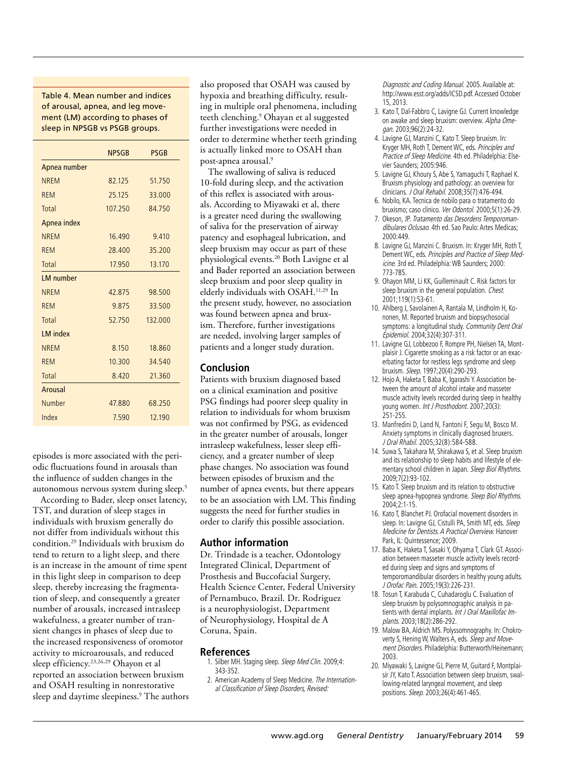Table 4. Mean number and indices of arousal, apnea, and leg movement (LM) according to phases of sleep in NPSGB vs PSGB groups.

| | NPSGB | PSGB |
|---|---|---|
| Apnea number | | |
| NREM | 82.125 | 51.750 |
| REM | 25.125 | 33.000 |
| Total | 107.250 | 84.750 |
| Apnea index | | |
| NREM | 16.490 | 9.410 |
| REM | 28.400 | 35.200 |
| Total | 17.950 | 13.170 |
| LM number | | |
| NREM | 42.875 | 98.500 |
| REM | 9.875 | 33.500 |
| Total | 52.750 | 132.000 |
| LM index | | |
| NREM | 8.150 | 18.860 |
| REM | 10.300 | 34.540 |
| Total | 8.420 | 21.360 |
| Arousal | | |
| Number | 47.880 | 68.250 |
| Index | 7.590 | 12.190 |

episodes is more associated with the periodic fluctuations found in arousals than the influence of sudden changes in the autonomous nervous system during sleep.[5]

According to Bader, sleep onset latency, TST, and duration of sleep stages in individuals with bruxism generally do not differ from individuals without this condition.[29] Individuals with bruxism do tend to return to a light sleep, and there is an increase in the amount of time spent in this light sleep in comparison to deep sleep, thereby increasing the fragmentation of sleep, and consequently a greater number of arousals, increased intrasleep wakefulness, a greater number of transient changes in phases of sleep due to the increased responsiveness of oromotor activity to microarousals, and reduced sleep efficiency.[23,26,29] Ohayon et al reported an association between bruxism and OSAH resulting in nonrestorative sleep and daytime sleepiness.[9] The authors also proposed that OSAH was caused by hypoxia and breathing difficulty, resulting in multiple oral phenomena, including teeth clenching.[9] Ohayan et al suggested further investigations were needed in order to determine whether teeth grinding is actually linked more to OSAH than post-apnea arousal.[9]

The swallowing of saliva is reduced 10-fold during sleep, and the activation of this reflex is associated with arousals. According to Miyawaki et al, there is a greater need during the swallowing of saliva for the preservation of airway patency and esophageal lubrication, and sleep bruxism may occur as part of these physiological events.[20] Both Lavigne et al and Bader reported an association between sleep bruxism and poor sleep quality in elderly individuals with OSAH.[11,29] In the present study, however, no association was found between apnea and bruxism. Therefore, further investigations are needed, involving larger samples of patients and a longer study duration.

## Conclusion

Patients with bruxism diagnosed based on a clinical examination and positive PSG findings had poorer sleep quality in relation to individuals for whom bruxism was not confirmed by PSG, as evidenced in the greater number of arousals, longer intrasleep wakefulness, lesser sleep efficiency, and a greater number of sleep phase changes. No association was found between episodes of bruxism and the number of apnea events, but there appears to be an association with LM. This finding suggests the need for further studies in order to clarify this possible association.

## Author information

Dr. Trindade is a teacher, Odontology Integrated Clinical, Department of Prosthesis and Buccofacial Surgery, Health Science Center, Federal University of Pernambuco, Brazil. Dr. Rodriguez is a neurophysiologist, Department of Neurophysiology, Hospital de A Coruna, Spain.

## References

1. Silber MH. Staging sleep. *Sleep Med Clin.* 2009;4:343-352.
2. American Academy of Sleep Medicine. *The International Classification of Sleep Disorders, Revised: Diagnostic and Coding Manual.* 2005. Available at: http://www.esst.org/adds/ICSD.pdf. Accessed October 15, 2013.
3. Kato T, Dal-Fabbro C, Lavigne GJ. Current knowledge on awake and sleep bruxism: overview. *Alpha Omegan.* 2003;96(2):24-32.
4. Lavigne GJ, Manzini C, Kato T. Sleep bruxism. In: Kryger MH, Roth T, Dement WC, eds. *Principles and Practice of Sleep Medicine.* 4th ed. Philadelphia: Elsevier Saunders; 2005:946.
5. Lavigne GJ, Khoury S, Abe S, Yamaguchi T, Raphael K. Bruxism physiology and pathology: an overview for clinicians. *J Oral Rehabil.* 2008;35(7):476-494.
6. Nobilo, KA. Tecnica de nobilo para o tratamento do bruxismo; caso clinico. *Ver Odontol.* 2000;5(1):26-29.
7. Okeson, JP. *Tratamento das Desordens Temporomandibulares Oclusao.* 4th ed. Sao Paulo: Artes Medicas; 2000:449.
8. Lavigne GJ, Manzini C. Bruxism. In: Kryger MH, Roth T, Dement WC, eds. *Principles and Practice of Sleep Medicine.* 3rd ed. Philadelphia: WB Saunders; 2000: 773-785.
9. Ohayon MM, Li KK, Guilleminault C. Risk factors for sleep bruxism in the general population. *Chest.* 2001;119(1):53-61.
10. Ahlberg J, Savolainen A, Rantala M, Lindholm H, Kononen, M. Reported bruxism and biopsychosocial symptoms: a longitudinal study. *Community Dent Oral Epidemiol.* 2004;32(4):307-311.
11. Lavigne GJ, Lobbezoo F, Rompre PH, Nielsen TA, Montplaisir J. Cigarette smoking as a risk factor or an exacerbating factor for restless legs syndrome and sleep bruxism. *Sleep.* 1997;20(4):290-293.
12. Hojo A, Haketa T, Baba K, Igarashi Y. Association between the amount of alcohol intake and masseter muscle activity levels recorded during sleep in healthy young women. *Int J Prosthodont.* 2007;20(3): 251-255.
13. Manfredini D, Land N, Fantoni F, Segu M, Bosco M. Anxiety symptoms in clinically diagnosed bruxers. *J Oral Rhabil.* 2005;32(8):584-588.
14. Suwa S, Takahara M, Shirakawa S, et al. Sleep bruxism and its relationship to sleep habits and lifestyle of elementary school children in Japan. *Sleep Biol Rhythms.* 2009;7(2):93-102.
15. Kato T. Sleep bruxism and its relation to obstructive sleep apnea-hypopnea syndrome. *Sleep Biol Rhythms.* 2004;2:1-15.
16. Kato T, Blanchet PJ. Orofacial movement disorders in sleep. In: Lavigne GJ, Cistulli PA, Smith MT, eds. *Sleep Medicine for Dentists. A Practical Overview.* Hanover Park, IL: Quintessence; 2009.
17. Baba K, Haketa T, Sasaki Y, Ohyama T, Clark GT. Association between masseter muscle activity levels recorded during sleep and signs and symptoms of temporomandibular disorders in healthy young adults. *J Orofac Pain.* 2005;19(3):226-231.
18. Tosun T, Karabuda C, Cuhadaroglu C. Evaluation of sleep bruxism by polysomnographic analysis in patients with dental implants. *Int J Oral Maxillofac Implants.* 2003;18(2):286-292.
19. Malow BA, Aldrich MS. Polyssomnography. In: Chokroverty S, Hening W, Walters A, eds. *Sleep and Movement Disorders.* Philadelphia: Butterworth/Heinemann; 2003.
20. Miyawaki S, Lavigne GJ, Pierre M, Guitard F, Montplaisir JY, Kato T. Association between sleep bruxism, swallowing-related laryngeal movement, and sleep positions. *Sleep.* 2003;26(4):461-465.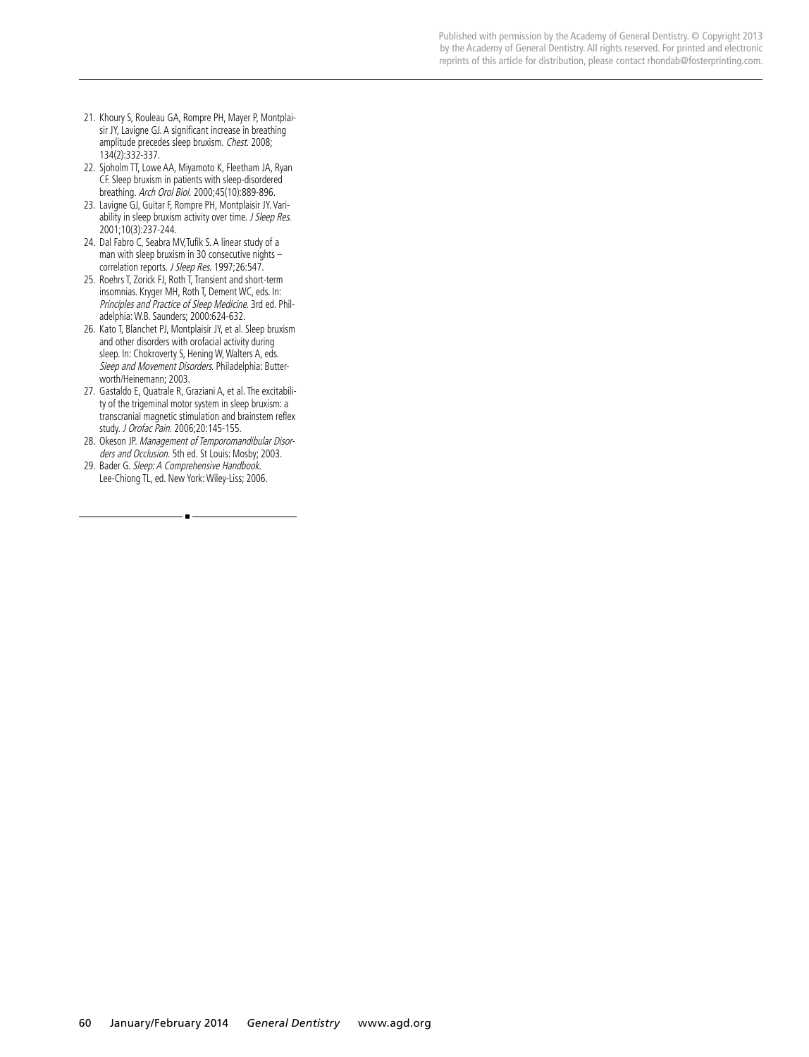21. Khoury S, Rouleau GA, Rompre PH, Mayer P, Montplaisir JY, Lavigne GJ. A significant increase in breathing amplitude precedes sleep bruxism. *Chest.* 2008; 134(2):332-337.
22. Sjoholm TT, Lowe AA, Miyamoto K, Fleetham JA, Ryan CF. Sleep bruxism in patients with sleep-disordered breathing. *Arch Orol Biol.* 2000;45(10):889-896.
23. Lavigne GJ, Guitar F, Rompre PH, Montplaisir JY. Variability in sleep bruxism activity over time. *J Sleep Res.* 2001;10(3):237-244.
24. Dal Fabro C, Seabra MV,Tufik S. A linear study of a man with sleep bruxism in 30 consecutive nights – correlation reports. *J Sleep Res.* 1997;26:547.
25. Roehrs T, Zorick FJ, Roth T, Transient and short-term insomnias. Kryger MH, Roth T, Dement WC, eds. In: *Principles and Practice of Sleep Medicine.* 3rd ed. Philadelphia: W.B. Saunders; 2000:624-632.
26. Kato T, Blanchet PJ, Montplaisir JY, et al. Sleep bruxism and other disorders with orofacial activity during sleep. In: Chokroverty S, Hening W, Walters A, eds. *Sleep and Movement Disorders.* Philadelphia: Butterworth/Heinemann; 2003.
27. Gastaldo E, Quatrale R, Graziani A, et al. The excitability of the trigeminal motor system in sleep bruxism: a transcranial magnetic stimulation and brainstem reflex study. *J Orofac Pain.* 2006;20:145-155.
28. Okeson JP. *Management of Temporomandibular Disorders and Occlusion.* 5th ed. St Louis: Mosby; 2003.
29. Bader G. *Sleep: A Comprehensive Handbook.* Lee-Chiong TL, ed. New York: Wiley-Liss; 2006.